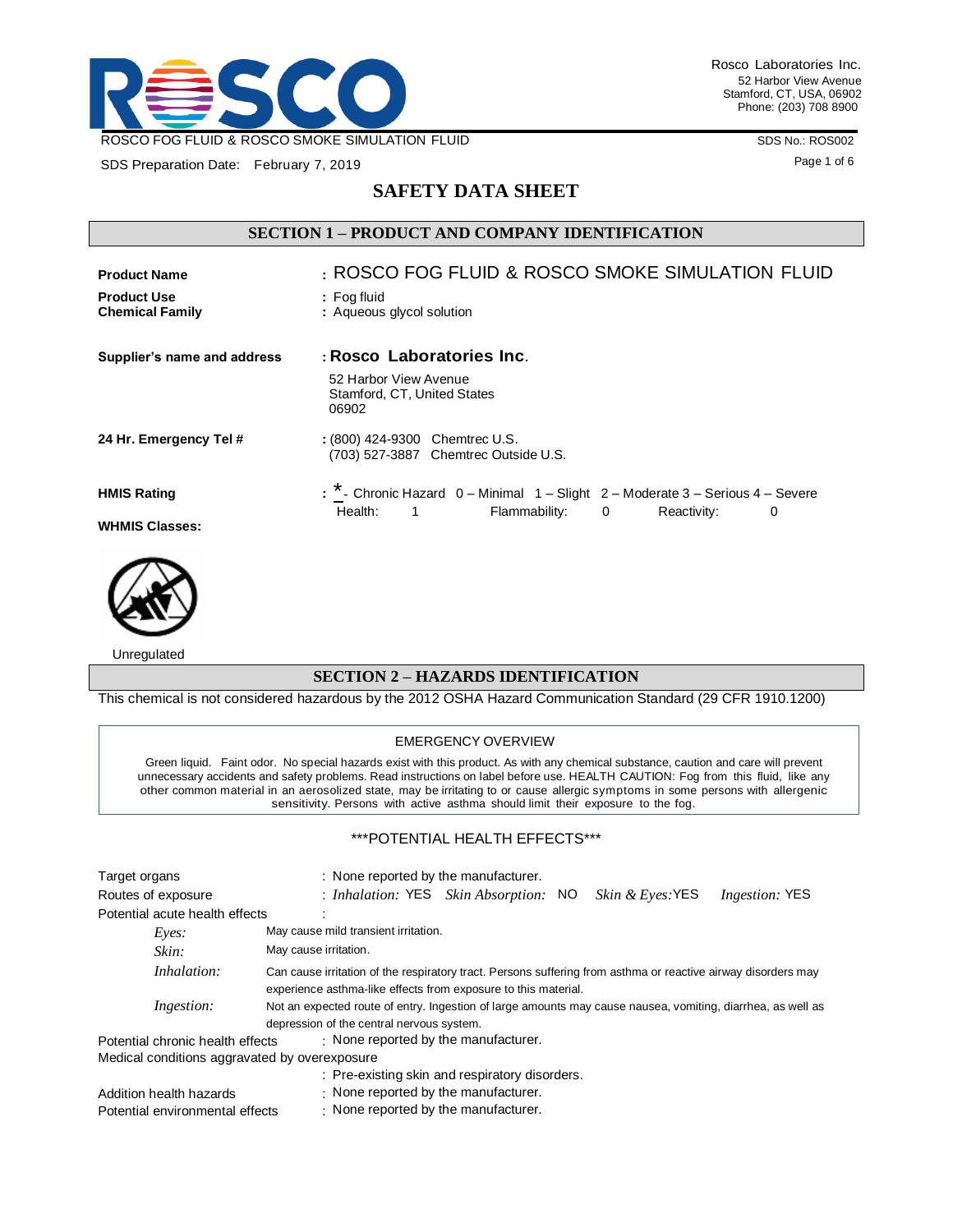Rosco Laboratories Inc.
52 Harbor View Avenue
Stamford, CT, USA, 06902
Phone: (203) 708 8900

ROSCO FOG FLUID & ROSCO SMOKE SIMULATION FLUID

SDS No.: ROS002

SDS Preparation Date: February 7, 2019

# SAFETY DATA SHEET

## SECTION 1 – PRODUCT AND COMPANY IDENTIFICATION

**Product Name** : ROSCO FOG FLUID & ROSCO SMOKE SIMULATION FLUID

**Product Use** : Fog fluid

**Chemical Family** : Aqueous glycol solution

**Supplier's name and address** : **Rosco Laboratories Inc.**
52 Harbor View Avenue
Stamford, CT, United States
06902

**24 Hr. Emergency Tel #** : (800) 424-9300 Chemtrec U.S.
(703) 527-3887 Chemtrec Outside U.S.

**HMIS Rating** : * - Chronic Hazard 0 – Minimal 1 – Slight 2 – Moderate 3 – Serious 4 – Severe

Health: 1 Flammability: 0 Reactivity: 0

**WHMIS Classes:**

Unregulated

## SECTION 2 – HAZARDS IDENTIFICATION

This chemical is not considered hazardous by the 2012 OSHA Hazard Communication Standard (29 CFR 1910.1200)

EMERGENCY OVERVIEW

Green liquid. Faint odor. No special hazards exist with this product. As with any chemical substance, caution and care will prevent unnecessary accidents and safety problems. Read instructions on label before use. HEALTH CAUTION: Fog from this fluid, like any other common material in an aerosolized state, may be irritating to or cause allergic symptoms in some persons with allergenic sensitivity. Persons with active asthma should limit their exposure to the fog.

***POTENTIAL HEALTH EFFECTS***

Target organs : None reported by the manufacturer.

Routes of exposure : *Inhalation:* YES *Skin Absorption:* NO *Skin & Eyes:* YES *Ingestion:* YES

Potential acute health effects :

- *Eyes:* May cause mild transient irritation.
- *Skin:* May cause irritation.
- *Inhalation:* Can cause irritation of the respiratory tract. Persons suffering from asthma or reactive airway disorders may experience asthma-like effects from exposure to this material.
- *Ingestion:* Not an expected route of entry. Ingestion of large amounts may cause nausea, vomiting, diarrhea, as well as depression of the central nervous system.

Potential chronic health effects : None reported by the manufacturer.

Medical conditions aggravated by overexposure
: Pre-existing skin and respiratory disorders.

Addition health hazards : None reported by the manufacturer.

Potential environmental effects : None reported by the manufacturer.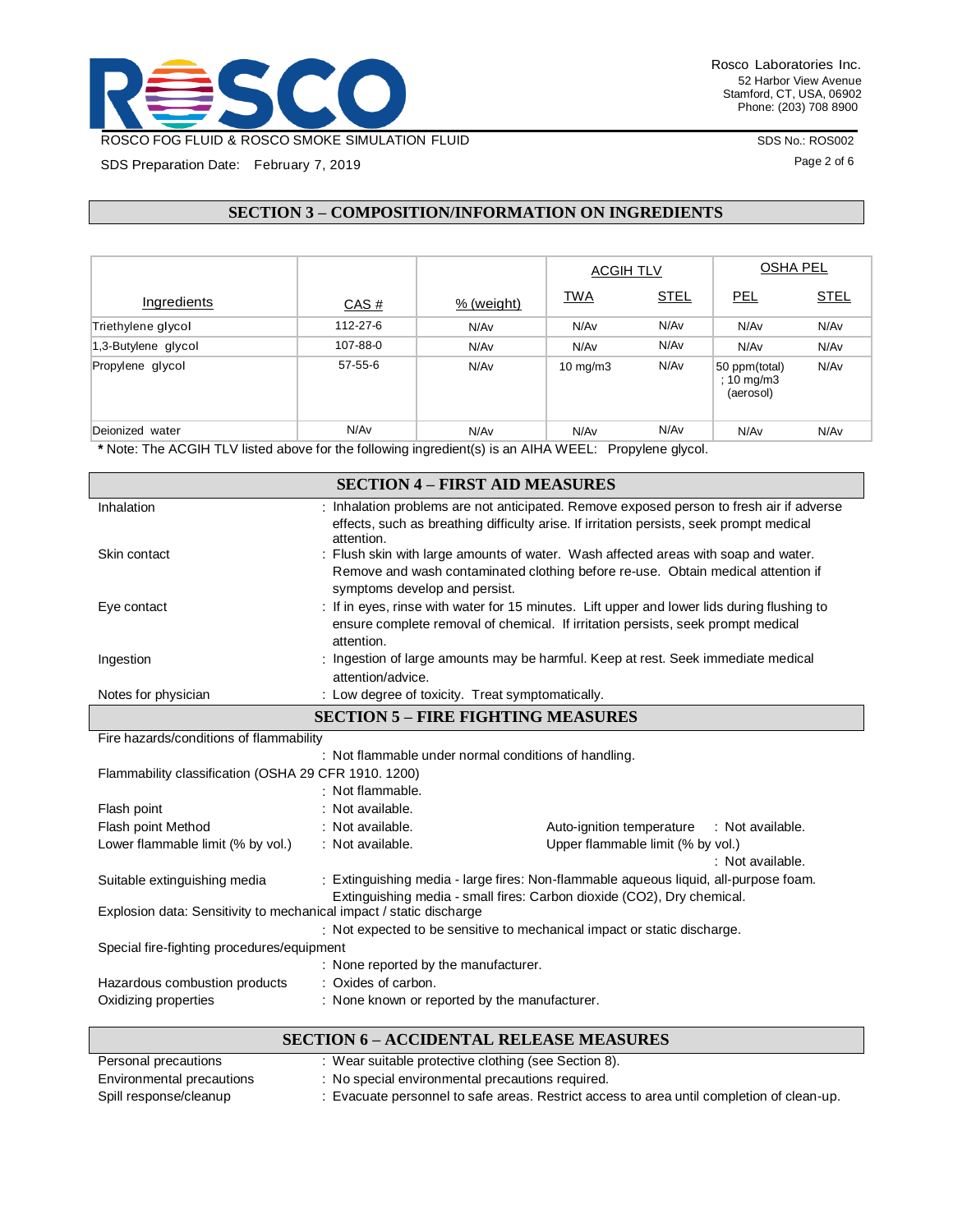## SECTION 3 – COMPOSITION/INFORMATION ON INGREDIENTS

| Ingredients | CAS # | % (weight) | ACGIH TLV | | OSHA PEL | |
|---|---|---|---|---|---|---|
| | | | TWA | STEL | PEL | STEL |
| Triethylene glycol | 112-27-6 | N/Av | N/Av | N/Av | N/Av | N/Av |
| 1,3-Butylene glycol | 107-88-0 | N/Av | N/Av | N/Av | N/Av | N/Av |
| Propylene glycol | 57-55-6 | N/Av | 10 mg/m3 | N/Av | 50 ppm(total) ; 10 mg/m3 (aerosol) | N/Av |
| Deionized water | N/Av | N/Av | N/Av | N/Av | N/Av | N/Av |

**\*** Note: The ACGIH TLV listed above for the following ingredient(s) is an AIHA WEEL: Propylene glycol.

## SECTION 4 – FIRST AID MEASURES

| | |
|---|---|
| Inhalation | : Inhalation problems are not anticipated. Remove exposed person to fresh air if adverse effects, such as breathing difficulty arise. If irritation persists, seek prompt medical attention. |
| Skin contact | : Flush skin with large amounts of water. Wash affected areas with soap and water. Remove and wash contaminated clothing before re-use. Obtain medical attention if symptoms develop and persist. |
| Eye contact | : If in eyes, rinse with water for 15 minutes. Lift upper and lower lids during flushing to ensure complete removal of chemical. If irritation persists, seek prompt medical attention. |
| Ingestion | : Ingestion of large amounts may be harmful. Keep at rest. Seek immediate medical attention/advice. |
| Notes for physician | : Low degree of toxicity. Treat symptomatically. |

## SECTION 5 – FIRE FIGHTING MEASURES

Fire hazards/conditions of flammability
: Not flammable under normal conditions of handling.

Flammability classification (OSHA 29 CFR 1910. 1200)
: Not flammable.

Flash point : Not available.

Flash point Method : Not available.

Auto-ignition temperature : Not available.

Lower flammable limit (% by vol.) : Not available.

Upper flammable limit (% by vol.) : Not available.

Suitable extinguishing media : Extinguishing media - large fires: Non-flammable aqueous liquid, all-purpose foam. Extinguishing media - small fires: Carbon dioxide ($CO_2$), Dry chemical.

Explosion data: Sensitivity to mechanical impact / static discharge
: Not expected to be sensitive to mechanical impact or static discharge.

Special fire-fighting procedures/equipment
: None reported by the manufacturer.

Hazardous combustion products : Oxides of carbon.

Oxidizing properties : None known or reported by the manufacturer.

## SECTION 6 – ACCIDENTAL RELEASE MEASURES

| | |
|---|---|
| Personal precautions | : Wear suitable protective clothing (see Section 8). |
| Environmental precautions | : No special environmental precautions required. |
| Spill response/cleanup | : Evacuate personnel to safe areas. Restrict access to area until completion of clean-up. |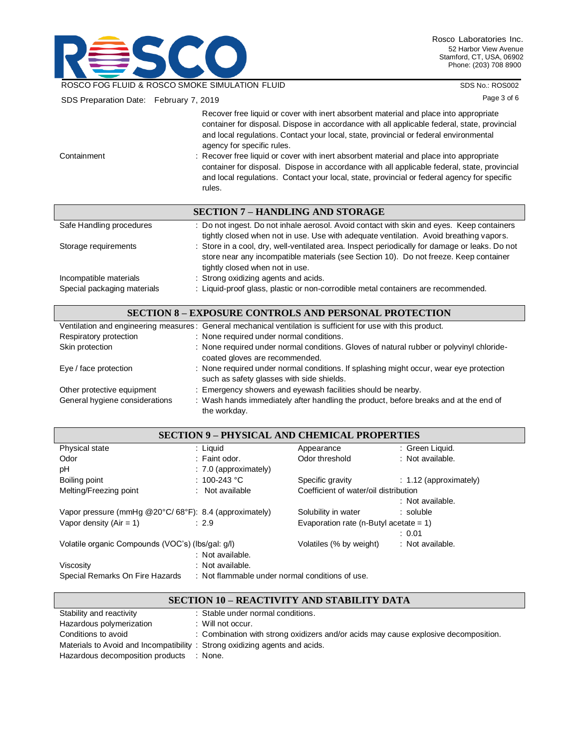Recover free liquid or cover with inert absorbent material and place into appropriate container for disposal. Dispose in accordance with all applicable federal, state, provincial and local regulations. Contact your local, state, provincial or federal environmental agency for specific rules.

| | |
|---|---|
| Containment | : Recover free liquid or cover with inert absorbent material and place into appropriate container for disposal. Dispose in accordance with all applicable federal, state, provincial and local regulations. Contact your local, state, provincial or federal agency for specific rules. |

## SECTION 7 – HANDLING AND STORAGE

| | |
|---|---|
| Safe Handling procedures | : Do not ingest. Do not inhale aerosol. Avoid contact with skin and eyes. Keep containers tightly closed when not in use. Use with adequate ventilation. Avoid breathing vapors. |
| Storage requirements | : Store in a cool, dry, well-ventilated area. Inspect periodically for damage or leaks. Do not store near any incompatible materials (see Section 10). Do not freeze. Keep container tightly closed when not in use. |
| Incompatible materials | : Strong oxidizing agents and acids. |
| Special packaging materials | : Liquid-proof glass, plastic or non-corrodible metal containers are recommended. |

## SECTION 8 – EXPOSURE CONTROLS AND PERSONAL PROTECTION

| | |
|---|---|
| Ventilation and engineering measures | : General mechanical ventilation is sufficient for use with this product. |
| Respiratory protection | : None required under normal conditions. |
| Skin protection | : None required under normal conditions. Gloves of natural rubber or polyvinyl chloride-coated gloves are recommended. |
| Eye / face protection | : None required under normal conditions. If splashing might occur, wear eye protection such as safety glasses with side shields. |
| Other protective equipment | : Emergency showers and eyewash facilities should be nearby. |
| General hygiene considerations | : Wash hands immediately after handling the product, before breaks and at the end of the workday. |

## SECTION 9 – PHYSICAL AND CHEMICAL PROPERTIES

| | | | |
|---|---|---|---|
| Physical state | : Liquid | Appearance | : Green Liquid. |
| Odor | : Faint odor. | Odor threshold | : Not available. |
| pH | : 7.0 (approximately) | | |
| Boiling point | : 100-243 °C | Specific gravity | : 1.12 (approximately) |
| Melting/Freezing point | : Not available | Coefficient of water/oil distribution | : Not available. |
| Vapor pressure (mmHg @20°C/ 68°F) | : 8.4 (approximately) | Solubility in water | : soluble |
| Vapor density (Air = 1) | : 2.9 | Evaporation rate (n-Butyl acetate = 1) | : 0.01 |
| Volatile organic Compounds (VOC's) (lbs/gal: g/l) | : Not available. | Volatiles (% by weight) | : Not available. |
| Viscosity | : Not available. | | |
| Special Remarks On Fire Hazards | : Not flammable under normal conditions of use. | | |

## SECTION 10 – REACTIVITY AND STABILITY DATA

| | |
|---|---|
| Stability and reactivity | : Stable under normal conditions. |
| Hazardous polymerization | : Will not occur. |
| Conditions to avoid | : Combination with strong oxidizers and/or acids may cause explosive decomposition. |
| Materials to Avoid and Incompatibility | : Strong oxidizing agents and acids. |
| Hazardous decomposition products | : None. |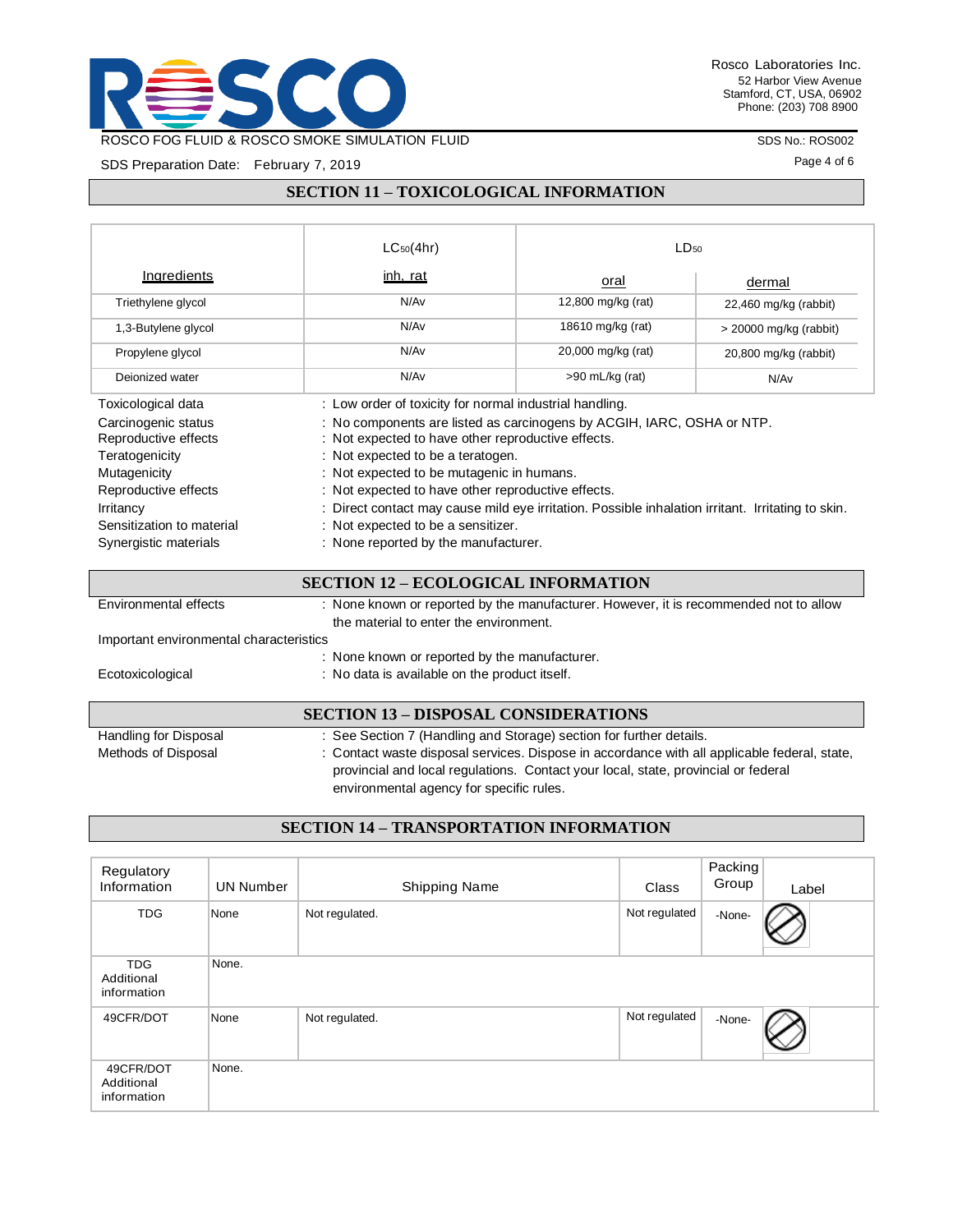## SECTION 11 – TOXICOLOGICAL INFORMATION

| Ingredients | $LC_{50}$(4hr) inh, rat | $LD_{50}$ oral | $LD_{50}$ dermal |
|---|---|---|---|
| Triethylene glycol | N/Av | 12,800 mg/kg (rat) | 22,460 mg/kg (rabbit) |
| 1,3-Butylene glycol | N/Av | 18610 mg/kg (rat) | > 20000 mg/kg (rabbit) |
| Propylene glycol | N/Av | 20,000 mg/kg (rat) | 20,800 mg/kg (rabbit) |
| Deionized water | N/Av | >90 mL/kg (rat) | N/Av |

Toxicological data : Low order of toxicity for normal industrial handling.

Carcinogenic status : No components are listed as carcinogens by ACGIH, IARC, OSHA or NTP.

Reproductive effects : Not expected to have other reproductive effects.

Teratogenicity : Not expected to be a teratogen.

Mutagenicity : Not expected to be mutagenic in humans.

Reproductive effects : Not expected to have other reproductive effects.

Irritancy : Direct contact may cause mild eye irritation. Possible inhalation irritant. Irritating to skin.

Sensitization to material : Not expected to be a sensitizer.

Synergistic materials : None reported by the manufacturer.

## SECTION 12 – ECOLOGICAL INFORMATION

Environmental effects : None known or reported by the manufacturer. However, it is recommended not to allow the material to enter the environment.

Important environmental characteristics : None known or reported by the manufacturer.

Ecotoxicological : No data is available on the product itself.

## SECTION 13 – DISPOSAL CONSIDERATIONS

Handling for Disposal : See Section 7 (Handling and Storage) section for further details.

Methods of Disposal : Contact waste disposal services. Dispose in accordance with all applicable federal, state, provincial and local regulations. Contact your local, state, provincial or federal environmental agency for specific rules.

## SECTION 14 – TRANSPORTATION INFORMATION

| Regulatory Information | UN Number | Shipping Name | Class | Packing Group | Label |
|---|---|---|---|---|---|
| TDG | None | Not regulated. | Not regulated | -None- | |
| TDG Additional information | None. | | | | |
| 49CFR/DOT | None | Not regulated. | Not regulated | -None- | |
| 49CFR/DOT Additional information | None. | | | | |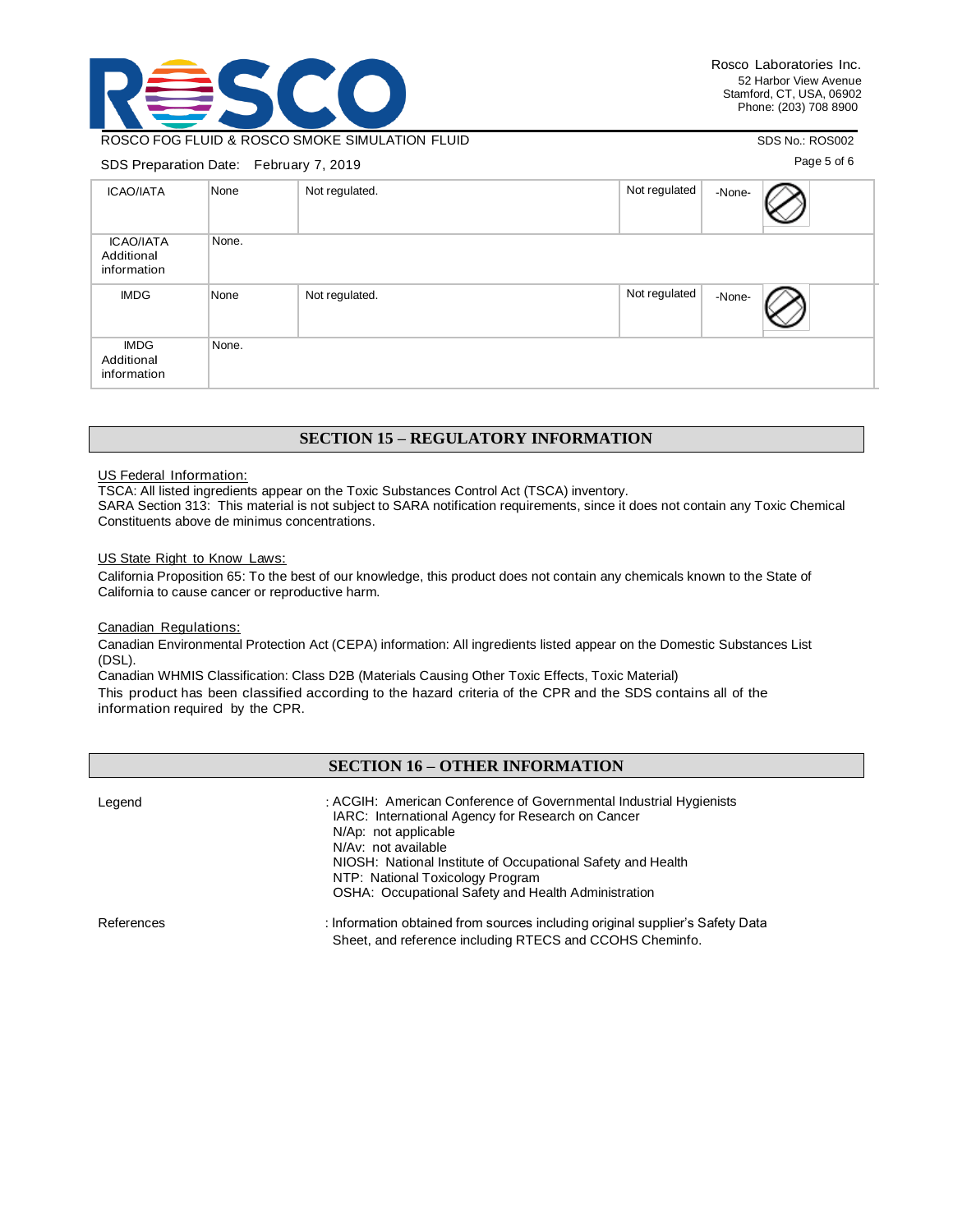| ICAO/IATA | None | Not regulated. | Not regulated | -None- | |
|---|---|---|---|---|---|
| ICAO/IATA Additional information | None. | | | | |
| IMDG | None | Not regulated. | Not regulated | -None- | |
| IMDG Additional information | None. | | | | |

## SECTION 15 – REGULATORY INFORMATION

US Federal Information:

TSCA: All listed ingredients appear on the Toxic Substances Control Act (TSCA) inventory.

SARA Section 313: This material is not subject to SARA notification requirements, since it does not contain any Toxic Chemical Constituents above de minimus concentrations.

US State Right to Know Laws:

California Proposition 65: To the best of our knowledge, this product does not contain any chemicals known to the State of California to cause cancer or reproductive harm.

Canadian Regulations:

Canadian Environmental Protection Act (CEPA) information: All ingredients listed appear on the Domestic Substances List (DSL).

Canadian WHMIS Classification: Class D2B (Materials Causing Other Toxic Effects, Toxic Material)

This product has been classified according to the hazard criteria of the CPR and the SDS contains all of the information required by the CPR.

## SECTION 16 – OTHER INFORMATION

Legend : ACGIH: American Conference of Governmental Industrial Hygienists
IARC: International Agency for Research on Cancer
N/Ap: not applicable
N/Av: not available
NIOSH: National Institute of Occupational Safety and Health
NTP: National Toxicology Program
OSHA: Occupational Safety and Health Administration

References : Information obtained from sources including original supplier's Safety Data Sheet, and reference including RTECS and CCOHS Cheminfo.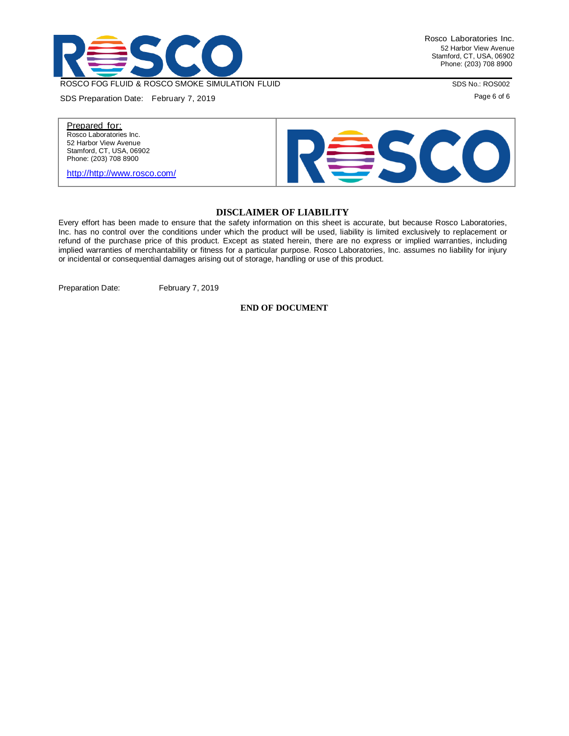Prepared for:
Rosco Laboratories Inc.
52 Harbor View Avenue
Stamford, CT, USA, 06902
Phone: (203) 708 8900

http://http://www.rosco.com/

## DISCLAIMER OF LIABILITY

Every effort has been made to ensure that the safety information on this sheet is accurate, but because Rosco Laboratories, Inc. has no control over the conditions under which the product will be used, liability is limited exclusively to replacement or refund of the purchase price of this product. Except as stated herein, there are no express or implied warranties, including implied warranties of merchantability or fitness for a particular purpose. Rosco Laboratories, Inc. assumes no liability for injury or incidental or consequential damages arising out of storage, handling or use of this product.

Preparation Date: February 7, 2019

**END OF DOCUMENT**